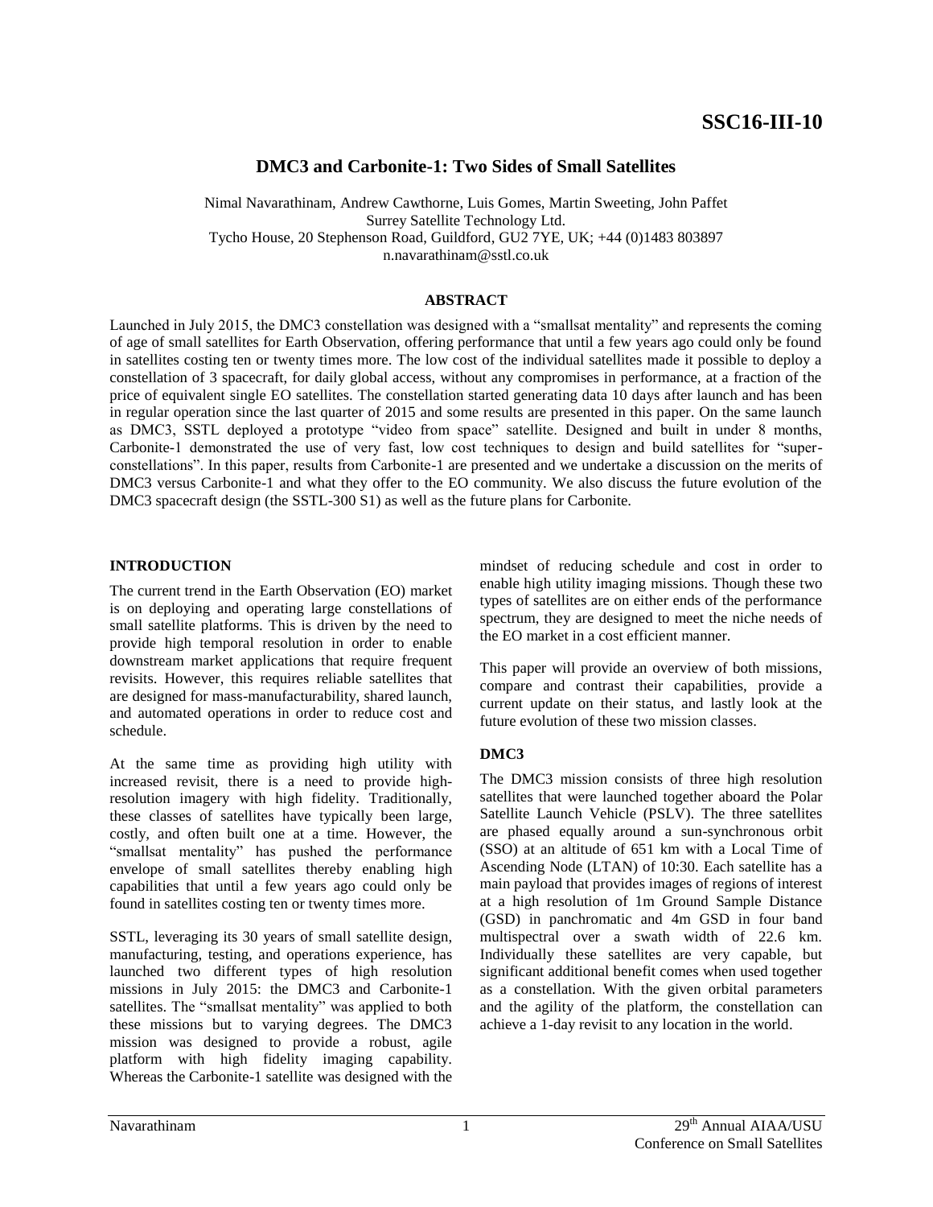# SSC16-III-10

## DMC3 and Carbonite-1: Two Sides of Small Satellites

Nimal Navarathinam, Andrew Cawthorne, Luis Gomes, Martin Sweeting, John Paffet
Surrey Satellite Technology Ltd.
Tycho House, 20 Stephenson Road, Guildford, GU2 7YE, UK; +44 (0)1483 803897
n.navarathinam@sstl.co.uk

### ABSTRACT

Launched in July 2015, the DMC3 constellation was designed with a "smallsat mentality" and represents the coming of age of small satellites for Earth Observation, offering performance that until a few years ago could only be found in satellites costing ten or twenty times more. The low cost of the individual satellites made it possible to deploy a constellation of 3 spacecraft, for daily global access, without any compromises in performance, at a fraction of the price of equivalent single EO satellites. The constellation started generating data 10 days after launch and has been in regular operation since the last quarter of 2015 and some results are presented in this paper. On the same launch as DMC3, SSTL deployed a prototype "video from space" satellite. Designed and built in under 8 months, Carbonite-1 demonstrated the use of very fast, low cost techniques to design and build satellites for "super-constellations". In this paper, results from Carbonite-1 are presented and we undertake a discussion on the merits of DMC3 versus Carbonite-1 and what they offer to the EO community. We also discuss the future evolution of the DMC3 spacecraft design (the SSTL-300 S1) as well as the future plans for Carbonite.

### INTRODUCTION

The current trend in the Earth Observation (EO) market is on deploying and operating large constellations of small satellite platforms. This is driven by the need to provide high temporal resolution in order to enable downstream market applications that require frequent revisits. However, this requires reliable satellites that are designed for mass-manufacturability, shared launch, and automated operations in order to reduce cost and schedule.

At the same time as providing high utility with increased revisit, there is a need to provide high-resolution imagery with high fidelity. Traditionally, these classes of satellites have typically been large, costly, and often built one at a time. However, the "smallsat mentality" has pushed the performance envelope of small satellites thereby enabling high capabilities that until a few years ago could only be found in satellites costing ten or twenty times more.

SSTL, leveraging its 30 years of small satellite design, manufacturing, testing, and operations experience, has launched two different types of high resolution missions in July 2015: the DMC3 and Carbonite-1 satellites. The "smallsat mentality" was applied to both these missions but to varying degrees. The DMC3 mission was designed to provide a robust, agile platform with high fidelity imaging capability. Whereas the Carbonite-1 satellite was designed with the mindset of reducing schedule and cost in order to enable high utility imaging missions. Though these two types of satellites are on either ends of the performance spectrum, they are designed to meet the niche needs of the EO market in a cost efficient manner.

This paper will provide an overview of both missions, compare and contrast their capabilities, provide a current update on their status, and lastly look at the future evolution of these two mission classes.

### DMC3

The DMC3 mission consists of three high resolution satellites that were launched together aboard the Polar Satellite Launch Vehicle (PSLV). The three satellites are phased equally around a sun-synchronous orbit (SSO) at an altitude of 651 km with a Local Time of Ascending Node (LTAN) of 10:30. Each satellite has a main payload that provides images of regions of interest at a high resolution of 1m Ground Sample Distance (GSD) in panchromatic and 4m GSD in four band multispectral over a swath width of 22.6 km. Individually these satellites are very capable, but significant additional benefit comes when used together as a constellation. With the given orbital parameters and the agility of the platform, the constellation can achieve a 1-day revisit to any location in the world.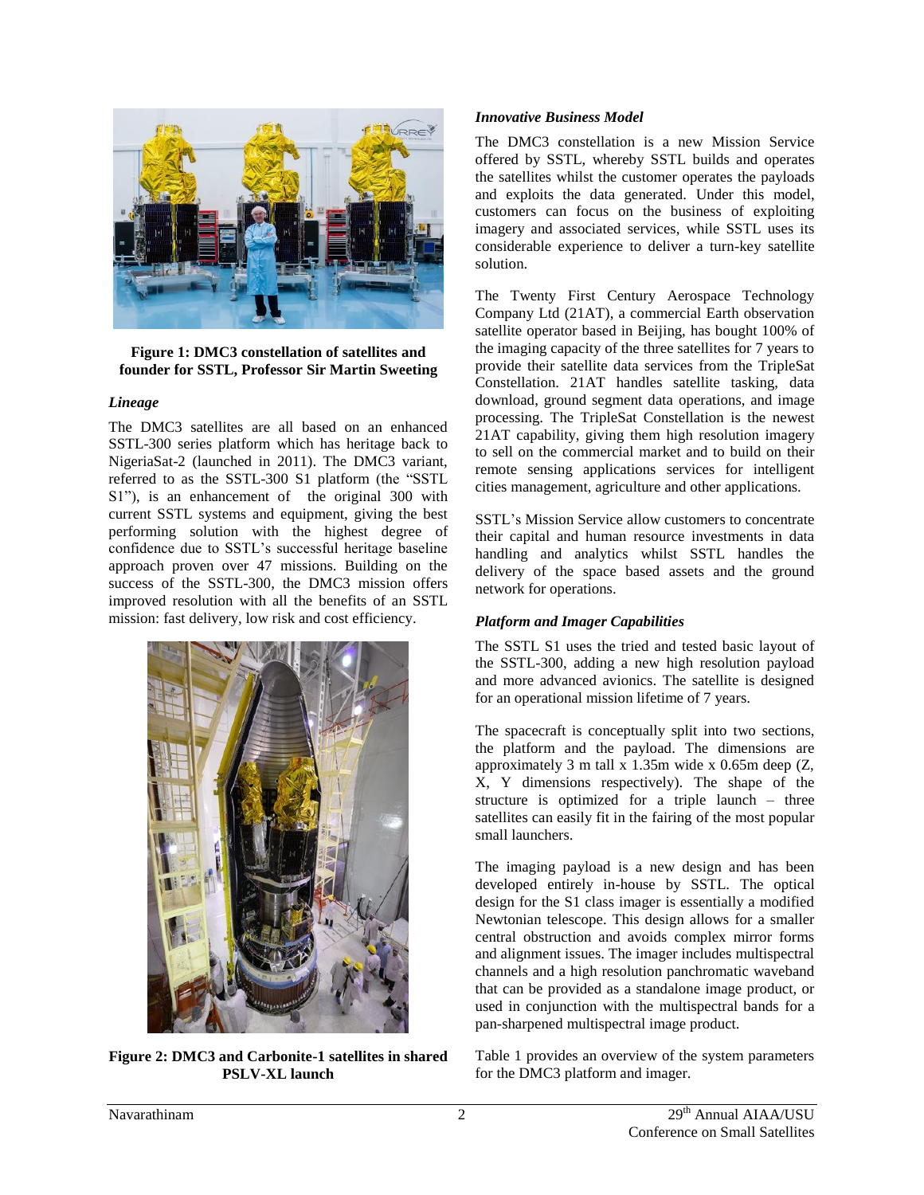**Figure 1: DMC3 constellation of satellites and founder for SSTL, Professor Sir Martin Sweeting**

### *Lineage*

The DMC3 satellites are all based on an enhanced SSTL-300 series platform which has heritage back to NigeriaSat-2 (launched in 2011). The DMC3 variant, referred to as the SSTL-300 S1 platform (the "SSTL S1"), is an enhancement of the original 300 with current SSTL systems and equipment, giving the best performing solution with the highest degree of confidence due to SSTL's successful heritage baseline approach proven over 47 missions. Building on the success of the SSTL-300, the DMC3 mission offers improved resolution with all the benefits of an SSTL mission: fast delivery, low risk and cost efficiency.

**Figure 2: DMC3 and Carbonite-1 satellites in shared PSLV-XL launch**

### *Innovative Business Model*

The DMC3 constellation is a new Mission Service offered by SSTL, whereby SSTL builds and operates the satellites whilst the customer operates the payloads and exploits the data generated. Under this model, customers can focus on the business of exploiting imagery and associated services, while SSTL uses its considerable experience to deliver a turn-key satellite solution.

The Twenty First Century Aerospace Technology Company Ltd (21AT), a commercial Earth observation satellite operator based in Beijing, has bought 100% of the imaging capacity of the three satellites for 7 years to provide their satellite data services from the TripleSat Constellation. 21AT handles satellite tasking, data download, ground segment data operations, and image processing. The TripleSat Constellation is the newest 21AT capability, giving them high resolution imagery to sell on the commercial market and to build on their remote sensing applications services for intelligent cities management, agriculture and other applications.

SSTL's Mission Service allow customers to concentrate their capital and human resource investments in data handling and analytics whilst SSTL handles the delivery of the space based assets and the ground network for operations.

### *Platform and Imager Capabilities*

The SSTL S1 uses the tried and tested basic layout of the SSTL-300, adding a new high resolution payload and more advanced avionics. The satellite is designed for an operational mission lifetime of 7 years.

The spacecraft is conceptually split into two sections, the platform and the payload. The dimensions are approximately 3 m tall x 1.35m wide x 0.65m deep (Z, X, Y dimensions respectively). The shape of the structure is optimized for a triple launch – three satellites can easily fit in the fairing of the most popular small launchers.

The imaging payload is a new design and has been developed entirely in-house by SSTL. The optical design for the S1 class imager is essentially a modified Newtonian telescope. This design allows for a smaller central obstruction and avoids complex mirror forms and alignment issues. The imager includes multispectral channels and a high resolution panchromatic waveband that can be provided as a standalone image product, or used in conjunction with the multispectral bands for a pan-sharpened multispectral image product.

Table 1 provides an overview of the system parameters for the DMC3 platform and imager.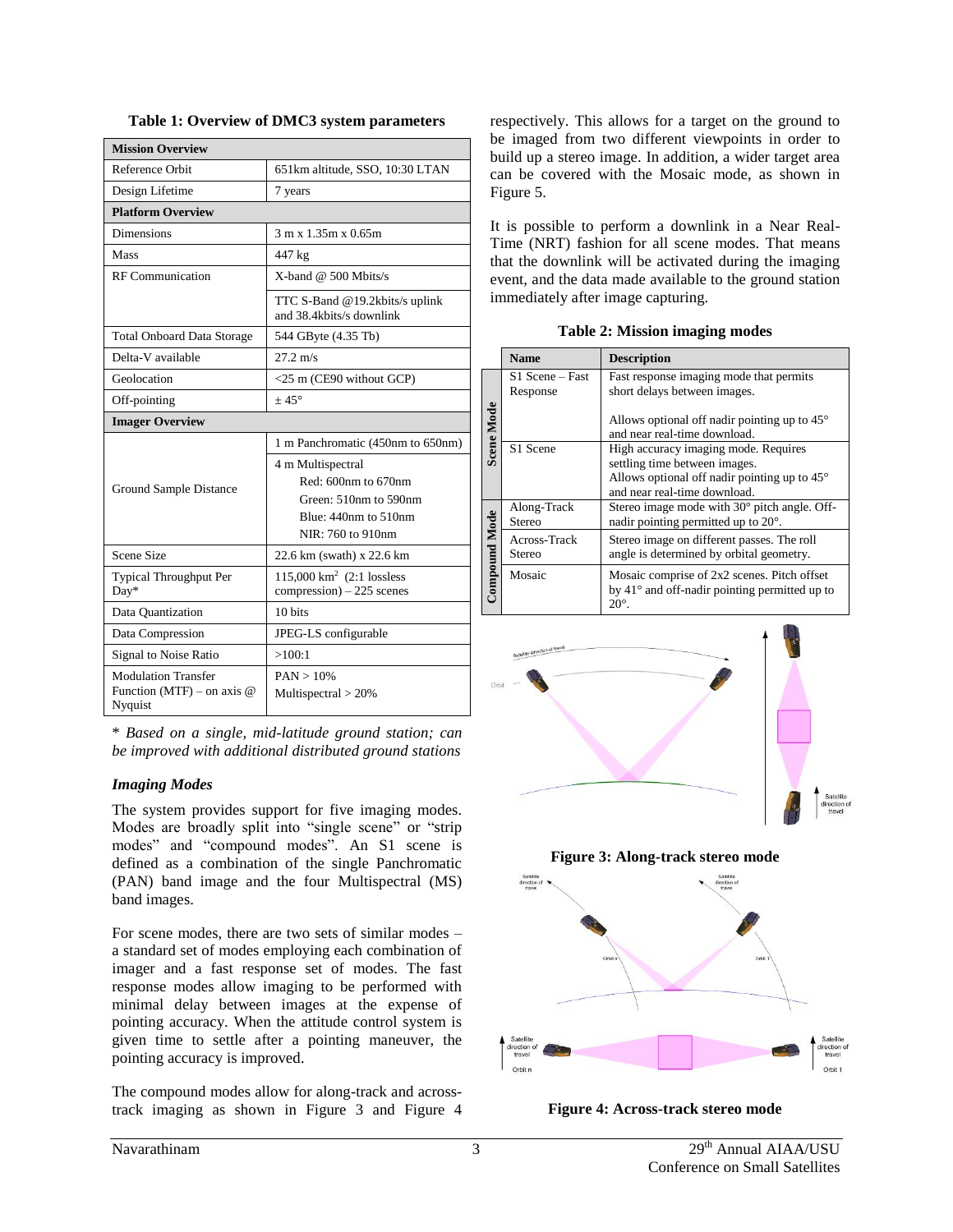**Table 1: Overview of DMC3 system parameters**

| **Mission Overview** | |
|---|---|
| Reference Orbit | 651km altitude, SSO, 10:30 LTAN |
| Design Lifetime | 7 years |
| **Platform Overview** | |
| Dimensions | 3 m x 1.35m x 0.65m |
| Mass | 447 kg |
| RF Communication | X-band @ 500 Mbits/s |
| | TTC S-Band @19.2kbits/s uplink and 38.4kbits/s downlink |
| Total Onboard Data Storage | 544 GByte (4.35 Tb) |
| Delta-V available | 27.2 m/s |
| Geolocation | <25 m (CE90 without GCP) |
| Off-pointing | ± 45° |
| **Imager Overview** | |
| Ground Sample Distance | 1 m Panchromatic (450nm to 650nm) |
| | 4 m Multispectral<br>Red: 600nm to 670nm<br>Green: 510nm to 590nm<br>Blue: 440nm to 510nm<br>NIR: 760 to 910nm |
| Scene Size | 22.6 km (swath) x 22.6 km |
| Typical Throughput Per Day* | 115,000 km$^2$ (2:1 lossless compression) – 225 scenes |
| Data Quantization | 10 bits |
| Data Compression | JPEG-LS configurable |
| Signal to Noise Ratio | >100:1 |
| Modulation Transfer Function (MTF) – on axis @ Nyquist | PAN > 10%<br>Multispectral > 20% |

\* *Based on a single, mid-latitude ground station; can be improved with additional distributed ground stations*

### *Imaging Modes*

The system provides support for five imaging modes. Modes are broadly split into "single scene" or "strip modes" and "compound modes". An S1 scene is defined as a combination of the single Panchromatic (PAN) band image and the four Multispectral (MS) band images.

For scene modes, there are two sets of similar modes – a standard set of modes employing each combination of imager and a fast response set of modes. The fast response modes allow imaging to be performed with minimal delay between images at the expense of pointing accuracy. When the attitude control system is given time to settle after a pointing maneuver, the pointing accuracy is improved.

The compound modes allow for along-track and across-track imaging as shown in Figure 3 and Figure 4 respectively. This allows for a target on the ground to be imaged from two different viewpoints in order to build up a stereo image. In addition, a wider target area can be covered with the Mosaic mode, as shown in Figure 5.

It is possible to perform a downlink in a Near Real-Time (NRT) fashion for all scene modes. That means that the downlink will be activated during the imaging event, and the data made available to the ground station immediately after image capturing.

**Table 2: Mission imaging modes**

| | Name | Description |
|---|---|---|
| Scene Mode | S1 Scene – Fast Response | Fast response imaging mode that permits short delays between images.<br><br>Allows optional off nadir pointing up to 45° and near real-time download. |
| | S1 Scene | High accuracy imaging mode. Requires settling time between images.<br>Allows optional off nadir pointing up to 45° and near real-time download. |
| Compound Mode | Along-Track Stereo | Stereo image mode with 30° pitch angle. Off-nadir pointing permitted up to 20°. |
| | Across-Track Stereo | Stereo image on different passes. The roll angle is determined by orbital geometry. |
| | Mosaic | Mosaic comprise of 2x2 scenes. Pitch offset by 41° and off-nadir pointing permitted up to 20°. |

**Figure 3: Along-track stereo mode**

**Figure 4: Across-track stereo mode**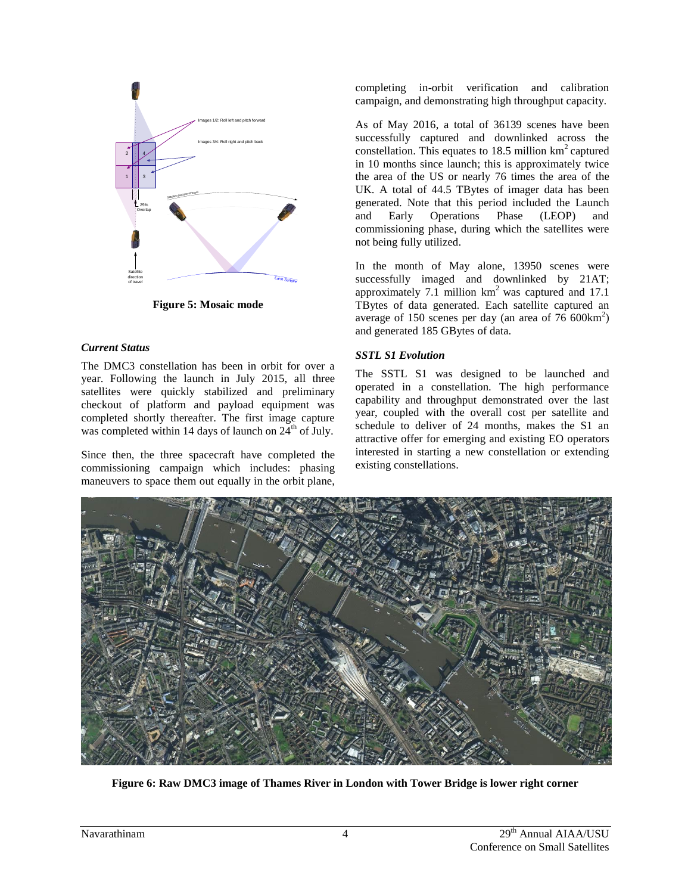**Figure 5: Mosaic mode**

### *Current Status*

The DMC3 constellation has been in orbit for over a year. Following the launch in July 2015, all three satellites were quickly stabilized and preliminary checkout of platform and payload equipment was completed shortly thereafter. The first image capture was completed within 14 days of launch on 24th of July.

Since then, the three spacecraft have completed the commissioning campaign which includes: phasing maneuvers to space them out equally in the orbit plane, completing in-orbit verification and calibration campaign, and demonstrating high throughput capacity.

As of May 2016, a total of 36139 scenes have been successfully captured and downlinked across the constellation. This equates to 18.5 million km$^2$ captured in 10 months since launch; this is approximately twice the area of the US or nearly 76 times the area of the UK. A total of 44.5 TBytes of imager data has been generated. Note that this period included the Launch and Early Operations Phase (LEOP) and commissioning phase, during which the satellites were not being fully utilized.

In the month of May alone, 13950 scenes were successfully imaged and downlinked by 21AT; approximately 7.1 million km$^2$ was captured and 17.1 TBytes of data generated. Each satellite captured an average of 150 scenes per day (an area of 76 600km$^2$) and generated 185 GBytes of data.

### *SSTL S1 Evolution*

The SSTL S1 was designed to be launched and operated in a constellation. The high performance capability and throughput demonstrated over the last year, coupled with the overall cost per satellite and schedule to deliver of 24 months, makes the S1 an attractive offer for emerging and existing EO operators interested in starting a new constellation or extending existing constellations.

**Figure 6: Raw DMC3 image of Thames River in London with Tower Bridge is lower right corner**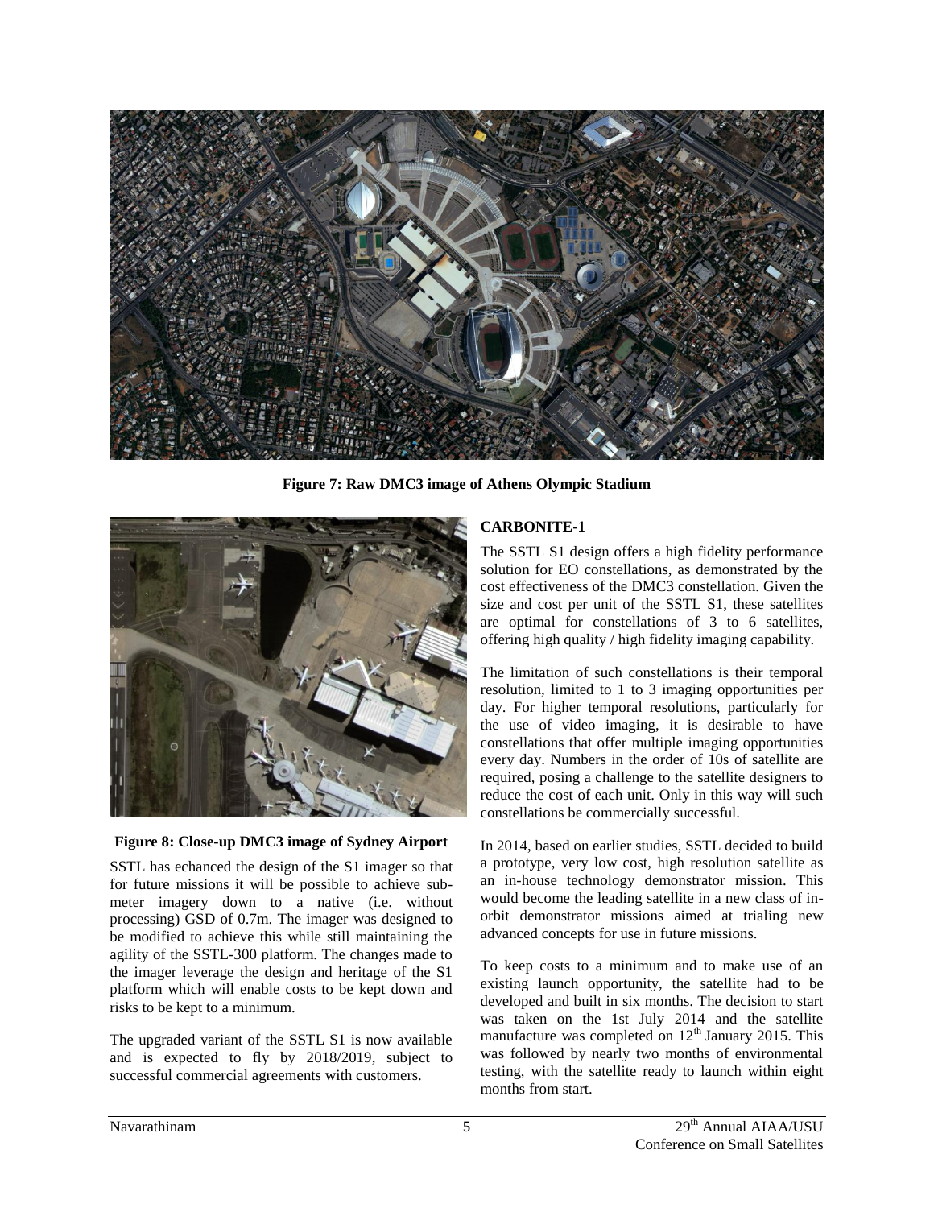**Figure 7: Raw DMC3 image of Athens Olympic Stadium**

**Figure 8: Close-up DMC3 image of Sydney Airport**

SSTL has echanced the design of the S1 imager so that for future missions it will be possible to achieve sub-meter imagery down to a native (i.e. without processing) GSD of 0.7m. The imager was designed to be modified to achieve this while still maintaining the agility of the SSTL-300 platform. The changes made to the imager leverage the design and heritage of the S1 platform which will enable costs to be kept down and risks to be kept to a minimum.

The upgraded variant of the SSTL S1 is now available and is expected to fly by 2018/2019, subject to successful commercial agreements with customers.

## CARBONITE-1

The SSTL S1 design offers a high fidelity performance solution for EO constellations, as demonstrated by the cost effectiveness of the DMC3 constellation. Given the size and cost per unit of the SSTL S1, these satellites are optimal for constellations of 3 to 6 satellites, offering high quality / high fidelity imaging capability.

The limitation of such constellations is their temporal resolution, limited to 1 to 3 imaging opportunities per day. For higher temporal resolutions, particularly for the use of video imaging, it is desirable to have constellations that offer multiple imaging opportunities every day. Numbers in the order of 10s of satellite are required, posing a challenge to the satellite designers to reduce the cost of each unit. Only in this way will such constellations be commercially successful.

In 2014, based on earlier studies, SSTL decided to build a prototype, very low cost, high resolution satellite as an in-house technology demonstrator mission. This would become the leading satellite in a new class of in-orbit demonstrator missions aimed at trialing new advanced concepts for use in future missions.

To keep costs to a minimum and to make use of an existing launch opportunity, the satellite had to be developed and built in six months. The decision to start was taken on the 1st July 2014 and the satellite manufacture was completed on 12th January 2015. This was followed by nearly two months of environmental testing, with the satellite ready to launch within eight months from start.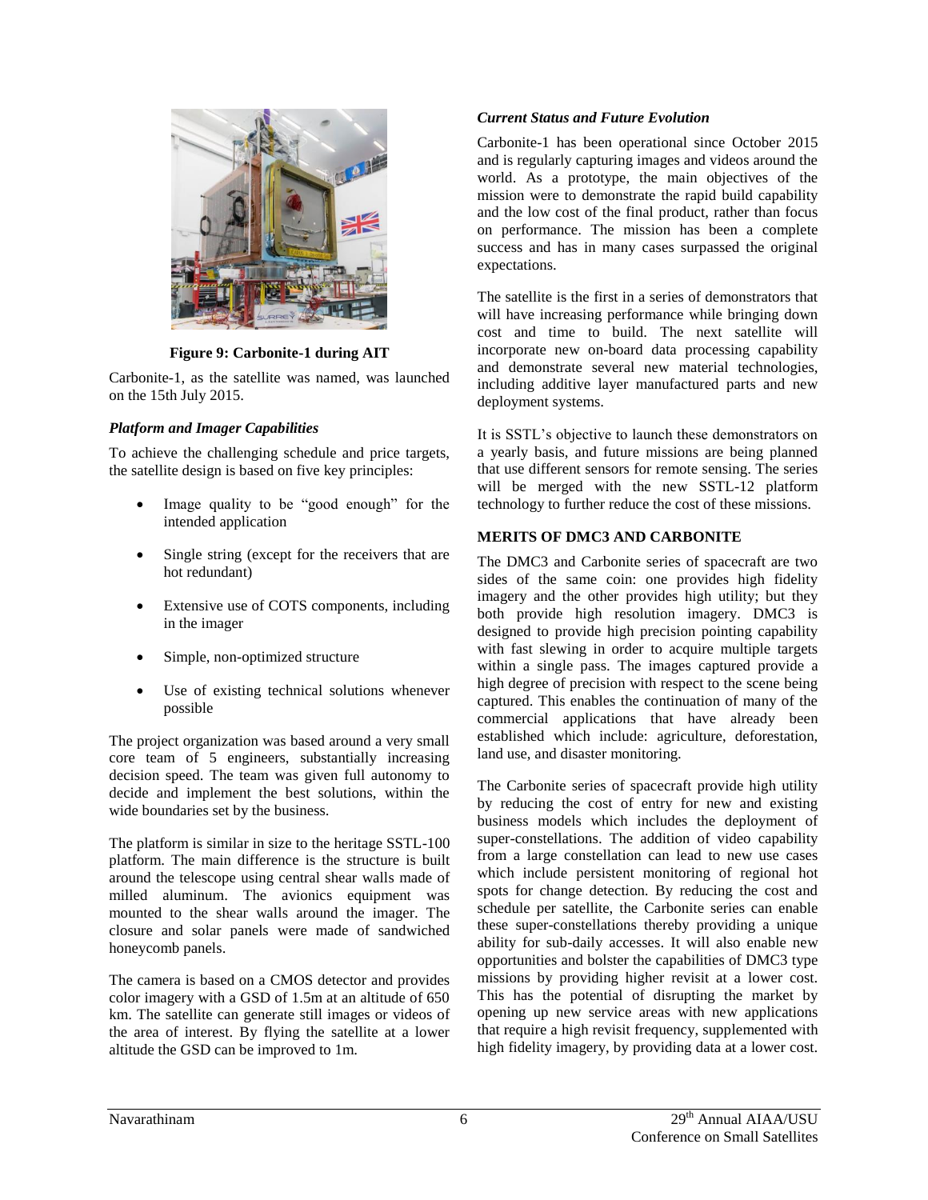Figure 9: Carbonite-1 during AIT

Carbonite-1, as the satellite was named, was launched on the 15th July 2015.

### *Platform and Imager Capabilities*

To achieve the challenging schedule and price targets, the satellite design is based on five key principles:

- Image quality to be "good enough" for the intended application
- Single string (except for the receivers that are hot redundant)
- Extensive use of COTS components, including in the imager
- Simple, non-optimized structure
- Use of existing technical solutions whenever possible

The project organization was based around a very small core team of 5 engineers, substantially increasing decision speed. The team was given full autonomy to decide and implement the best solutions, within the wide boundaries set by the business.

The platform is similar in size to the heritage SSTL-100 platform. The main difference is the structure is built around the telescope using central shear walls made of milled aluminum. The avionics equipment was mounted to the shear walls around the imager. The closure and solar panels were made of sandwiched honeycomb panels.

The camera is based on a CMOS detector and provides color imagery with a GSD of 1.5m at an altitude of 650 km. The satellite can generate still images or videos of the area of interest. By flying the satellite at a lower altitude the GSD can be improved to 1m.

### *Current Status and Future Evolution*

Carbonite-1 has been operational since October 2015 and is regularly capturing images and videos around the world. As a prototype, the main objectives of the mission were to demonstrate the rapid build capability and the low cost of the final product, rather than focus on performance. The mission has been a complete success and has in many cases surpassed the original expectations.

The satellite is the first in a series of demonstrators that will have increasing performance while bringing down cost and time to build. The next satellite will incorporate new on-board data processing capability and demonstrate several new material technologies, including additive layer manufactured parts and new deployment systems.

It is SSTL's objective to launch these demonstrators on a yearly basis, and future missions are being planned that use different sensors for remote sensing. The series will be merged with the new SSTL-12 platform technology to further reduce the cost of these missions.

## MERITS OF DMC3 AND CARBONITE

The DMC3 and Carbonite series of spacecraft are two sides of the same coin: one provides high fidelity imagery and the other provides high utility; but they both provide high resolution imagery. DMC3 is designed to provide high precision pointing capability with fast slewing in order to acquire multiple targets within a single pass. The images captured provide a high degree of precision with respect to the scene being captured. This enables the continuation of many of the commercial applications that have already been established which include: agriculture, deforestation, land use, and disaster monitoring.

The Carbonite series of spacecraft provide high utility by reducing the cost of entry for new and existing business models which includes the deployment of super-constellations. The addition of video capability from a large constellation can lead to new use cases which include persistent monitoring of regional hot spots for change detection. By reducing the cost and schedule per satellite, the Carbonite series can enable these super-constellations thereby providing a unique ability for sub-daily accesses. It will also enable new opportunities and bolster the capabilities of DMC3 type missions by providing higher revisit at a lower cost. This has the potential of disrupting the market by opening up new service areas with new applications that require a high revisit frequency, supplemented with high fidelity imagery, by providing data at a lower cost.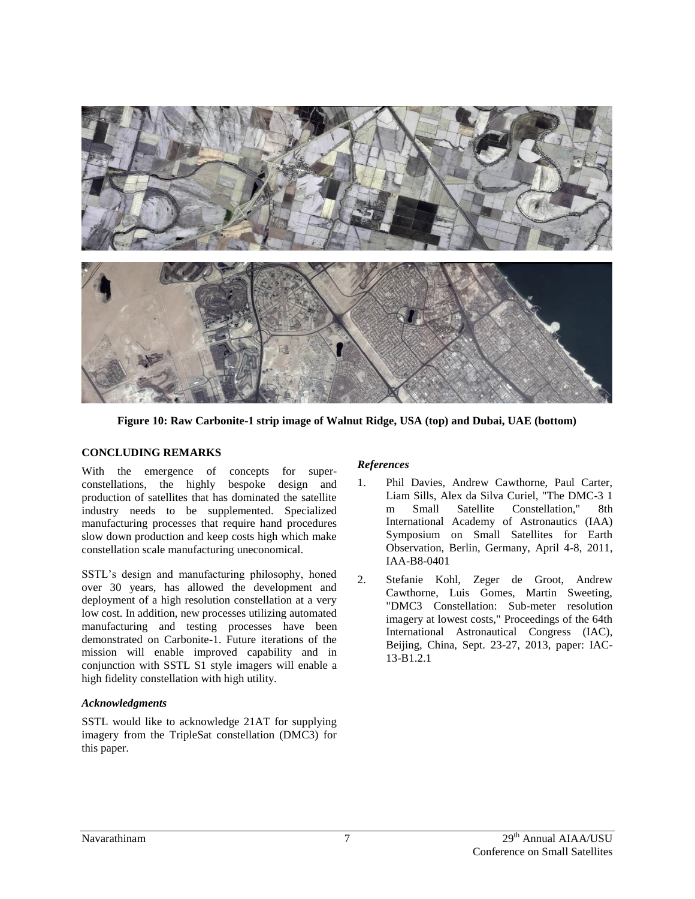**Figure 10: Raw Carbonite-1 strip image of Walnut Ridge, USA (top) and Dubai, UAE (bottom)**

## CONCLUDING REMARKS

With the emergence of concepts for super-constellations, the highly bespoke design and production of satellites that has dominated the satellite industry needs to be supplemented. Specialized manufacturing processes that require hand procedures slow down production and keep costs high which make constellation scale manufacturing uneconomical.

SSTL's design and manufacturing philosophy, honed over 30 years, has allowed the development and deployment of a high resolution constellation at a very low cost. In addition, new processes utilizing automated manufacturing and testing processes have been demonstrated on Carbonite-1. Future iterations of the mission will enable improved capability and in conjunction with SSTL S1 style imagers will enable a high fidelity constellation with high utility.

### *Acknowledgments*

SSTL would like to acknowledge 21AT for supplying imagery from the TripleSat constellation (DMC3) for this paper.

### *References*

1. Phil Davies, Andrew Cawthorne, Paul Carter, Liam Sills, Alex da Silva Curiel, "The DMC-3 1 m Small Satellite Constellation," 8th International Academy of Astronautics (IAA) Symposium on Small Satellites for Earth Observation, Berlin, Germany, April 4-8, 2011, IAA-B8-0401
2. Stefanie Kohl, Zeger de Groot, Andrew Cawthorne, Luis Gomes, Martin Sweeting, "DMC3 Constellation: Sub-meter resolution imagery at lowest costs," Proceedings of the 64th International Astronautical Congress (IAC), Beijing, China, Sept. 23-27, 2013, paper: IAC-13-B1.2.1